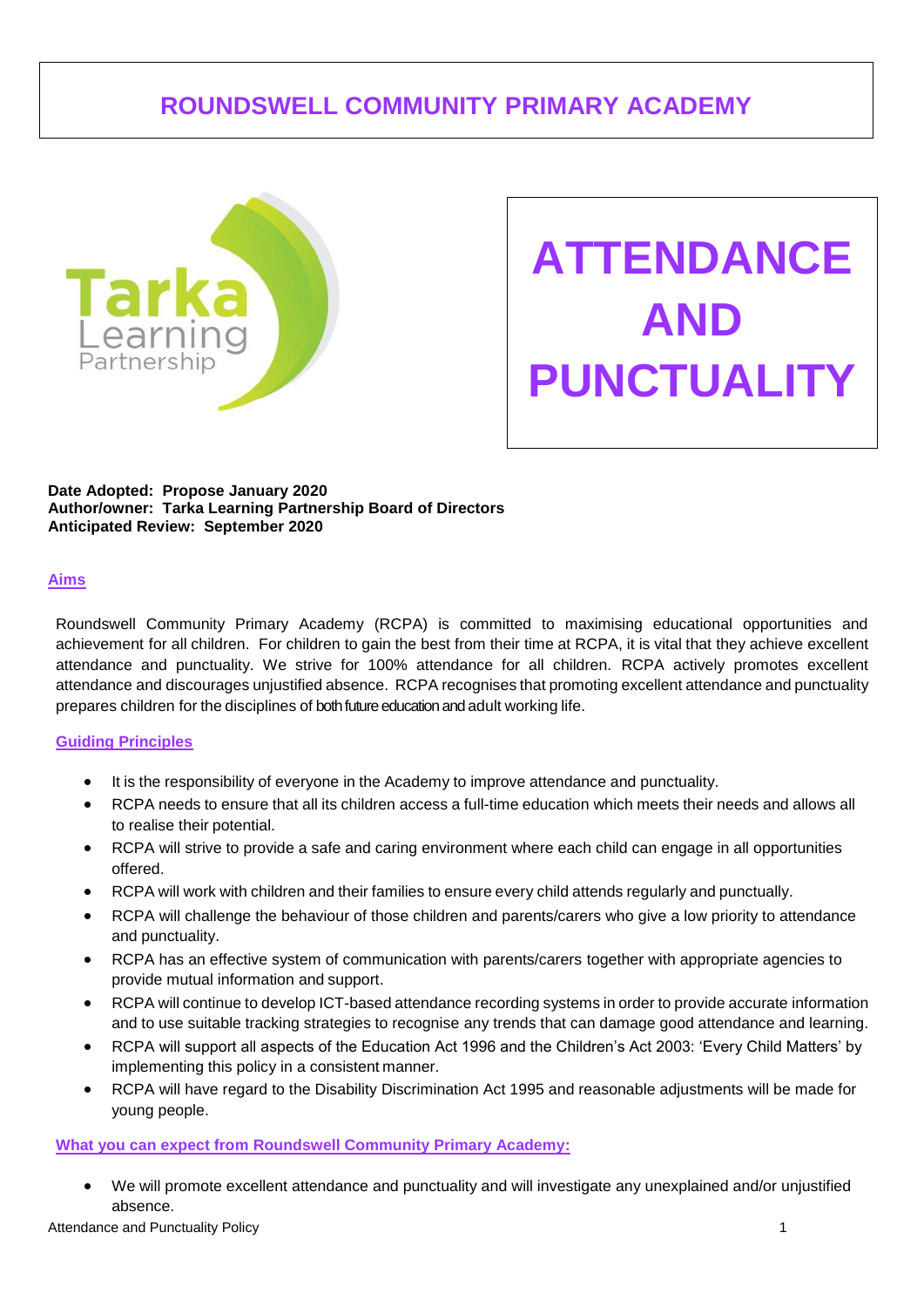# ROUNDSWELL COMMUNITY PRIMARY ACADEMY

Tarka Learning Partnership

# ATTENDANCE AND PUNCTUALITY

**Date Adopted: Propose January 2020**
**Author/owner: Tarka Learning Partnership Board of Directors**
**Anticipated Review: September 2020**

## Aims

Roundswell Community Primary Academy (RCPA) is committed to maximising educational opportunities and achievement for all children. For children to gain the best from their time at RCPA, it is vital that they achieve excellent attendance and punctuality. We strive for 100% attendance for all children. RCPA actively promotes excellent attendance and discourages unjustified absence. RCPA recognises that promoting excellent attendance and punctuality prepares children for the disciplines of both future education and adult working life.

## Guiding Principles

- It is the responsibility of everyone in the Academy to improve attendance and punctuality.
- RCPA needs to ensure that all its children access a full-time education which meets their needs and allows all to realise their potential.
- RCPA will strive to provide a safe and caring environment where each child can engage in all opportunities offered.
- RCPA will work with children and their families to ensure every child attends regularly and punctually.
- RCPA will challenge the behaviour of those children and parents/carers who give a low priority to attendance and punctuality.
- RCPA has an effective system of communication with parents/carers together with appropriate agencies to provide mutual information and support.
- RCPA will continue to develop ICT-based attendance recording systems in order to provide accurate information and to use suitable tracking strategies to recognise any trends that can damage good attendance and learning.
- RCPA will support all aspects of the Education Act 1996 and the Children's Act 2003: 'Every Child Matters' by implementing this policy in a consistent manner.
- RCPA will have regard to the Disability Discrimination Act 1995 and reasonable adjustments will be made for young people.

## What you can expect from Roundswell Community Primary Academy:

- We will promote excellent attendance and punctuality and will investigate any unexplained and/or unjustified absence.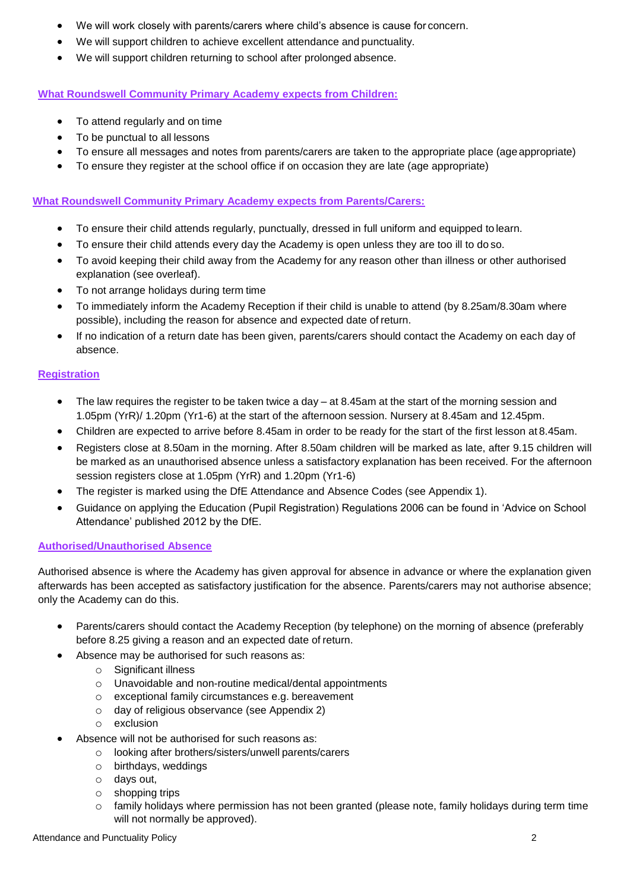- We will work closely with parents/carers where child's absence is cause for concern.
- We will support children to achieve excellent attendance and punctuality.
- We will support children returning to school after prolonged absence.

### What Roundswell Community Primary Academy expects from Children:

- To attend regularly and on time
- To be punctual to all lessons
- To ensure all messages and notes from parents/carers are taken to the appropriate place (age appropriate)
- To ensure they register at the school office if on occasion they are late (age appropriate)

### What Roundswell Community Primary Academy expects from Parents/Carers:

- To ensure their child attends regularly, punctually, dressed in full uniform and equipped to learn.
- To ensure their child attends every day the Academy is open unless they are too ill to do so.
- To avoid keeping their child away from the Academy for any reason other than illness or other authorised explanation (see overleaf).
- To not arrange holidays during term time
- To immediately inform the Academy Reception if their child is unable to attend (by 8.25am/8.30am where possible), including the reason for absence and expected date of return.
- If no indication of a return date has been given, parents/carers should contact the Academy on each day of absence.

### Registration

- The law requires the register to be taken twice a day – at 8.45am at the start of the morning session and 1.05pm (YrR)/ 1.20pm (Yr1-6) at the start of the afternoon session. Nursery at 8.45am and 12.45pm.
- Children are expected to arrive before 8.45am in order to be ready for the start of the first lesson at 8.45am.
- Registers close at 8.50am in the morning. After 8.50am children will be marked as late, after 9.15 children will be marked as an unauthorised absence unless a satisfactory explanation has been received. For the afternoon session registers close at 1.05pm (YrR) and 1.20pm (Yr1-6)
- The register is marked using the DfE Attendance and Absence Codes (see Appendix 1).
- Guidance on applying the Education (Pupil Registration) Regulations 2006 can be found in 'Advice on School Attendance' published 2012 by the DfE.

### Authorised/Unauthorised Absence

Authorised absence is where the Academy has given approval for absence in advance or where the explanation given afterwards has been accepted as satisfactory justification for the absence. Parents/carers may not authorise absence; only the Academy can do this.

- Parents/carers should contact the Academy Reception (by telephone) on the morning of absence (preferably before 8.25 giving a reason and an expected date of return.
- Absence may be authorised for such reasons as:
  - Significant illness
  - Unavoidable and non-routine medical/dental appointments
  - exceptional family circumstances e.g. bereavement
  - day of religious observance (see Appendix 2)
  - exclusion
- Absence will not be authorised for such reasons as:
  - looking after brothers/sisters/unwell parents/carers
  - birthdays, weddings
  - days out,
  - shopping trips
  - family holidays where permission has not been granted (please note, family holidays during term time will not normally be approved).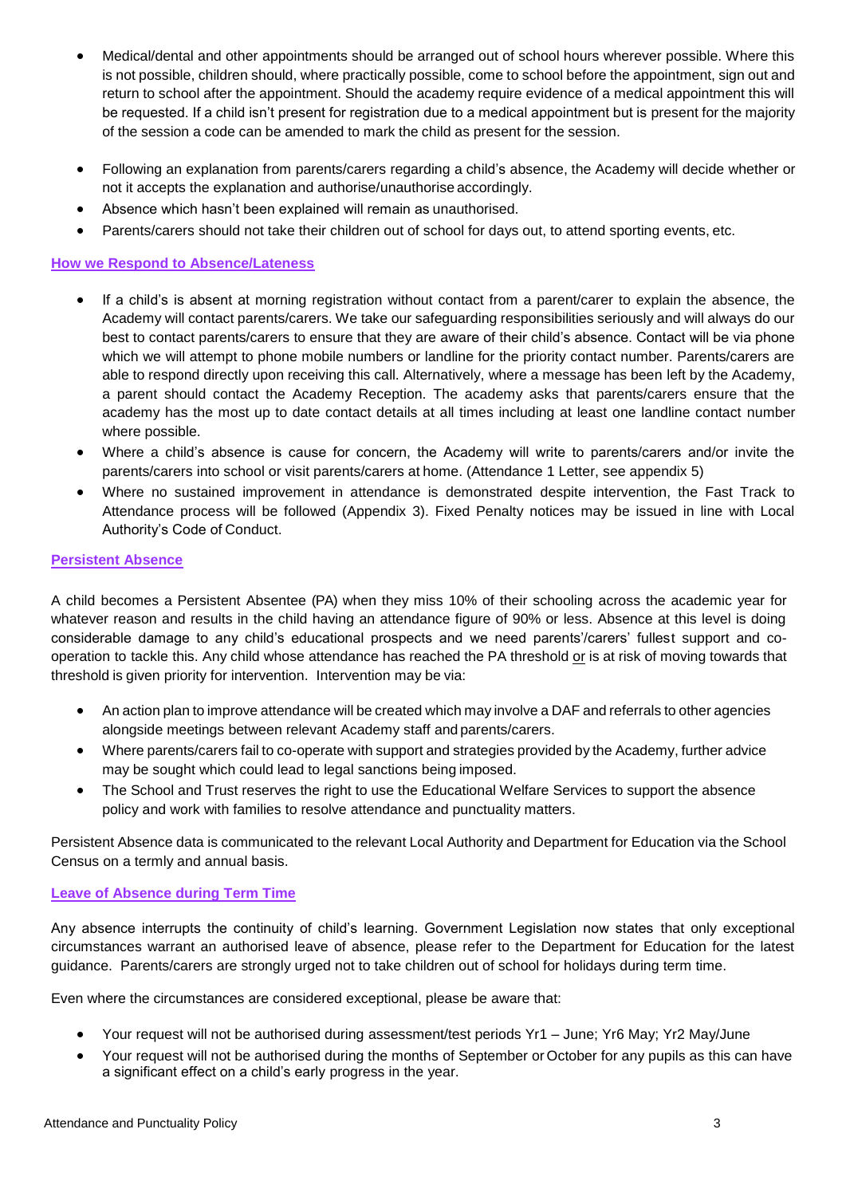- Medical/dental and other appointments should be arranged out of school hours wherever possible. Where this is not possible, children should, where practically possible, come to school before the appointment, sign out and return to school after the appointment. Should the academy require evidence of a medical appointment this will be requested. If a child isn't present for registration due to a medical appointment but is present for the majority of the session a code can be amended to mark the child as present for the session.

- Following an explanation from parents/carers regarding a child's absence, the Academy will decide whether or not it accepts the explanation and authorise/unauthorise accordingly.
- Absence which hasn't been explained will remain as unauthorised.
- Parents/carers should not take their children out of school for days out, to attend sporting events, etc.

### How we Respond to Absence/Lateness

- If a child's is absent at morning registration without contact from a parent/carer to explain the absence, the Academy will contact parents/carers. We take our safeguarding responsibilities seriously and will always do our best to contact parents/carers to ensure that they are aware of their child's absence. Contact will be via phone which we will attempt to phone mobile numbers or landline for the priority contact number. Parents/carers are able to respond directly upon receiving this call. Alternatively, where a message has been left by the Academy, a parent should contact the Academy Reception. The academy asks that parents/carers ensure that the academy has the most up to date contact details at all times including at least one landline contact number where possible.
- Where a child's absence is cause for concern, the Academy will write to parents/carers and/or invite the parents/carers into school or visit parents/carers at home. (Attendance 1 Letter, see appendix 5)
- Where no sustained improvement in attendance is demonstrated despite intervention, the Fast Track to Attendance process will be followed (Appendix 3). Fixed Penalty notices may be issued in line with Local Authority's Code of Conduct.

### Persistent Absence

A child becomes a Persistent Absentee (PA) when they miss 10% of their schooling across the academic year for whatever reason and results in the child having an attendance figure of 90% or less. Absence at this level is doing considerable damage to any child's educational prospects and we need parents'/carers' fullest support and co-operation to tackle this. Any child whose attendance has reached the PA threshold <u>or</u> is at risk of moving towards that threshold is given priority for intervention. Intervention may be via:

- An action plan to improve attendance will be created which may involve a DAF and referrals to other agencies alongside meetings between relevant Academy staff and parents/carers.
- Where parents/carers fail to co-operate with support and strategies provided by the Academy, further advice may be sought which could lead to legal sanctions being imposed.
- The School and Trust reserves the right to use the Educational Welfare Services to support the absence policy and work with families to resolve attendance and punctuality matters.

Persistent Absence data is communicated to the relevant Local Authority and Department for Education via the School Census on a termly and annual basis.

### Leave of Absence during Term Time

Any absence interrupts the continuity of child's learning. Government Legislation now states that only exceptional circumstances warrant an authorised leave of absence, please refer to the Department for Education for the latest guidance. Parents/carers are strongly urged not to take children out of school for holidays during term time.

Even where the circumstances are considered exceptional, please be aware that:

- Your request will not be authorised during assessment/test periods Yr1 – June; Yr6 May; Yr2 May/June
- Your request will not be authorised during the months of September or October for any pupils as this can have a significant effect on a child's early progress in the year.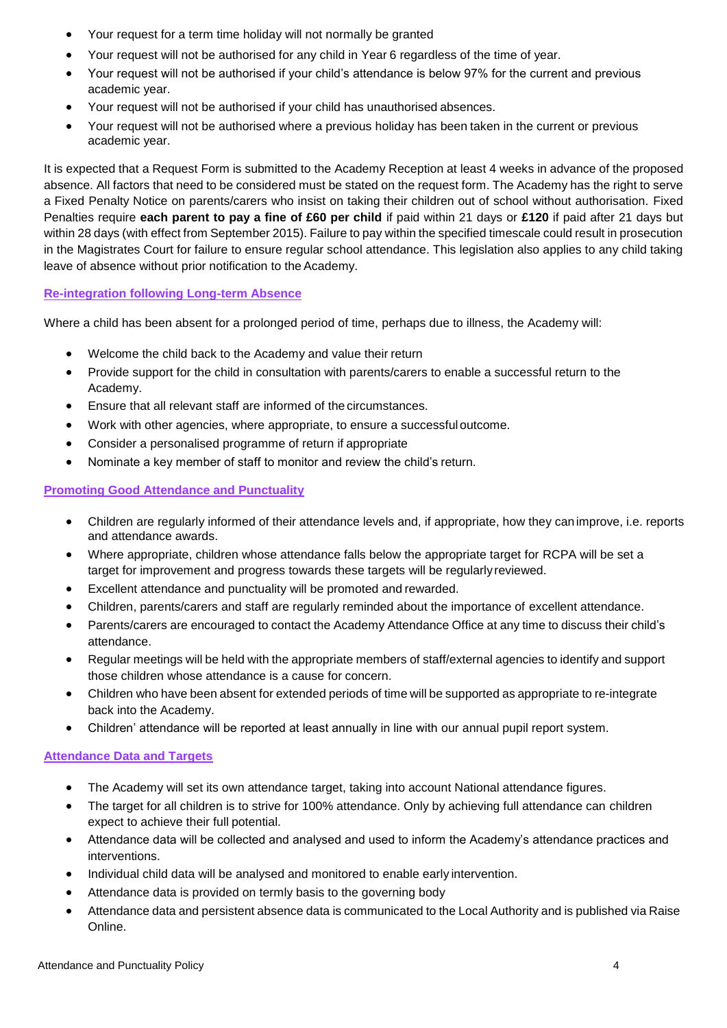- Your request for a term time holiday will not normally be granted
- Your request will not be authorised for any child in Year 6 regardless of the time of year.
- Your request will not be authorised if your child's attendance is below 97% for the current and previous academic year.
- Your request will not be authorised if your child has unauthorised absences.
- Your request will not be authorised where a previous holiday has been taken in the current or previous academic year.

It is expected that a Request Form is submitted to the Academy Reception at least 4 weeks in advance of the proposed absence. All factors that need to be considered must be stated on the request form. The Academy has the right to serve a Fixed Penalty Notice on parents/carers who insist on taking their children out of school without authorisation. Fixed Penalties require **each parent to pay a fine of £60 per child** if paid within 21 days or **£120** if paid after 21 days but within 28 days (with effect from September 2015). Failure to pay within the specified timescale could result in prosecution in the Magistrates Court for failure to ensure regular school attendance. This legislation also applies to any child taking leave of absence without prior notification to the Academy.

## Re-integration following Long-term Absence

Where a child has been absent for a prolonged period of time, perhaps due to illness, the Academy will:

- Welcome the child back to the Academy and value their return
- Provide support for the child in consultation with parents/carers to enable a successful return to the Academy.
- Ensure that all relevant staff are informed of the circumstances.
- Work with other agencies, where appropriate, to ensure a successful outcome.
- Consider a personalised programme of return if appropriate
- Nominate a key member of staff to monitor and review the child's return.

## Promoting Good Attendance and Punctuality

- Children are regularly informed of their attendance levels and, if appropriate, how they can improve, i.e. reports and attendance awards.
- Where appropriate, children whose attendance falls below the appropriate target for RCPA will be set a target for improvement and progress towards these targets will be regularly reviewed.
- Excellent attendance and punctuality will be promoted and rewarded.
- Children, parents/carers and staff are regularly reminded about the importance of excellent attendance.
- Parents/carers are encouraged to contact the Academy Attendance Office at any time to discuss their child's attendance.
- Regular meetings will be held with the appropriate members of staff/external agencies to identify and support those children whose attendance is a cause for concern.
- Children who have been absent for extended periods of time will be supported as appropriate to re-integrate back into the Academy.
- Children' attendance will be reported at least annually in line with our annual pupil report system.

## Attendance Data and Targets

- The Academy will set its own attendance target, taking into account National attendance figures.
- The target for all children is to strive for 100% attendance. Only by achieving full attendance can children expect to achieve their full potential.
- Attendance data will be collected and analysed and used to inform the Academy's attendance practices and interventions.
- Individual child data will be analysed and monitored to enable early intervention.
- Attendance data is provided on termly basis to the governing body
- Attendance data and persistent absence data is communicated to the Local Authority and is published via Raise Online.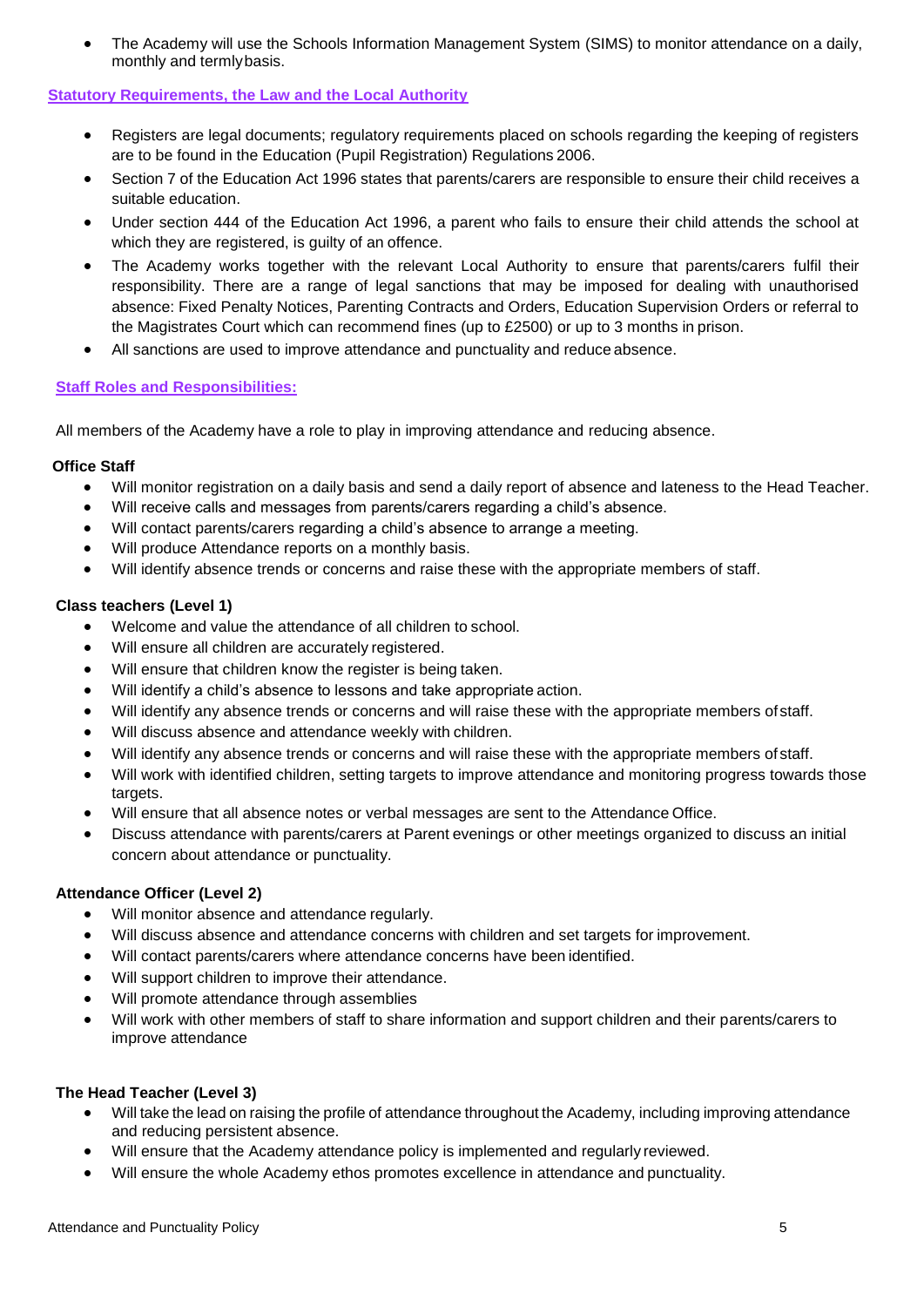- The Academy will use the Schools Information Management System (SIMS) to monitor attendance on a daily, monthly and termly basis.

## Statutory Requirements, the Law and the Local Authority

- Registers are legal documents; regulatory requirements placed on schools regarding the keeping of registers are to be found in the Education (Pupil Registration) Regulations 2006.
- Section 7 of the Education Act 1996 states that parents/carers are responsible to ensure their child receives a suitable education.
- Under section 444 of the Education Act 1996, a parent who fails to ensure their child attends the school at which they are registered, is guilty of an offence.
- The Academy works together with the relevant Local Authority to ensure that parents/carers fulfil their responsibility. There are a range of legal sanctions that may be imposed for dealing with unauthorised absence: Fixed Penalty Notices, Parenting Contracts and Orders, Education Supervision Orders or referral to the Magistrates Court which can recommend fines (up to £2500) or up to 3 months in prison.
- All sanctions are used to improve attendance and punctuality and reduce absence.

## Staff Roles and Responsibilities:

All members of the Academy have a role to play in improving attendance and reducing absence.

**Office Staff**

- Will monitor registration on a daily basis and send a daily report of absence and lateness to the Head Teacher.
- Will receive calls and messages from parents/carers regarding a child's absence.
- Will contact parents/carers regarding a child's absence to arrange a meeting.
- Will produce Attendance reports on a monthly basis.
- Will identify absence trends or concerns and raise these with the appropriate members of staff.

**Class teachers (Level 1)**

- Welcome and value the attendance of all children to school.
- Will ensure all children are accurately registered.
- Will ensure that children know the register is being taken.
- Will identify a child's absence to lessons and take appropriate action.
- Will identify any absence trends or concerns and will raise these with the appropriate members of staff.
- Will discuss absence and attendance weekly with children.
- Will identify any absence trends or concerns and will raise these with the appropriate members of staff.
- Will work with identified children, setting targets to improve attendance and monitoring progress towards those targets.
- Will ensure that all absence notes or verbal messages are sent to the Attendance Office.
- Discuss attendance with parents/carers at Parent evenings or other meetings organized to discuss an initial concern about attendance or punctuality.

**Attendance Officer (Level 2)**

- Will monitor absence and attendance regularly.
- Will discuss absence and attendance concerns with children and set targets for improvement.
- Will contact parents/carers where attendance concerns have been identified.
- Will support children to improve their attendance.
- Will promote attendance through assemblies
- Will work with other members of staff to share information and support children and their parents/carers to improve attendance

**The Head Teacher (Level 3)**

- Will take the lead on raising the profile of attendance throughout the Academy, including improving attendance and reducing persistent absence.
- Will ensure that the Academy attendance policy is implemented and regularly reviewed.
- Will ensure the whole Academy ethos promotes excellence in attendance and punctuality.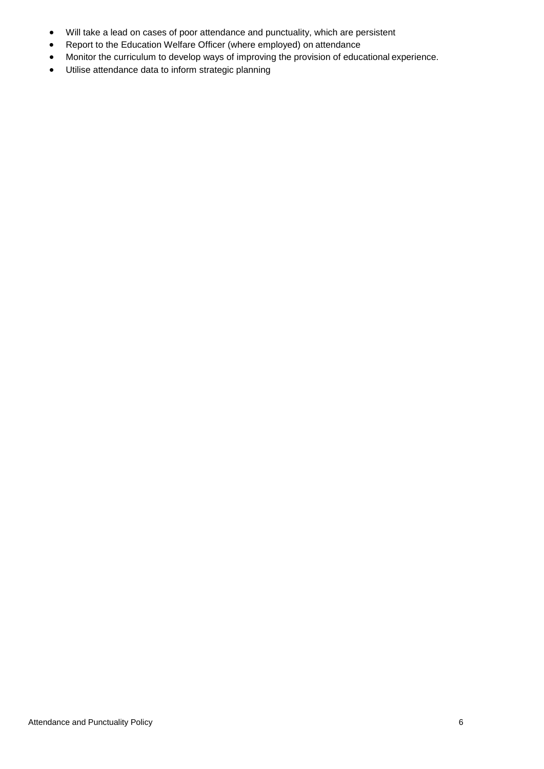- Will take a lead on cases of poor attendance and punctuality, which are persistent
- Report to the Education Welfare Officer (where employed) on attendance
- Monitor the curriculum to develop ways of improving the provision of educational experience.
- Utilise attendance data to inform strategic planning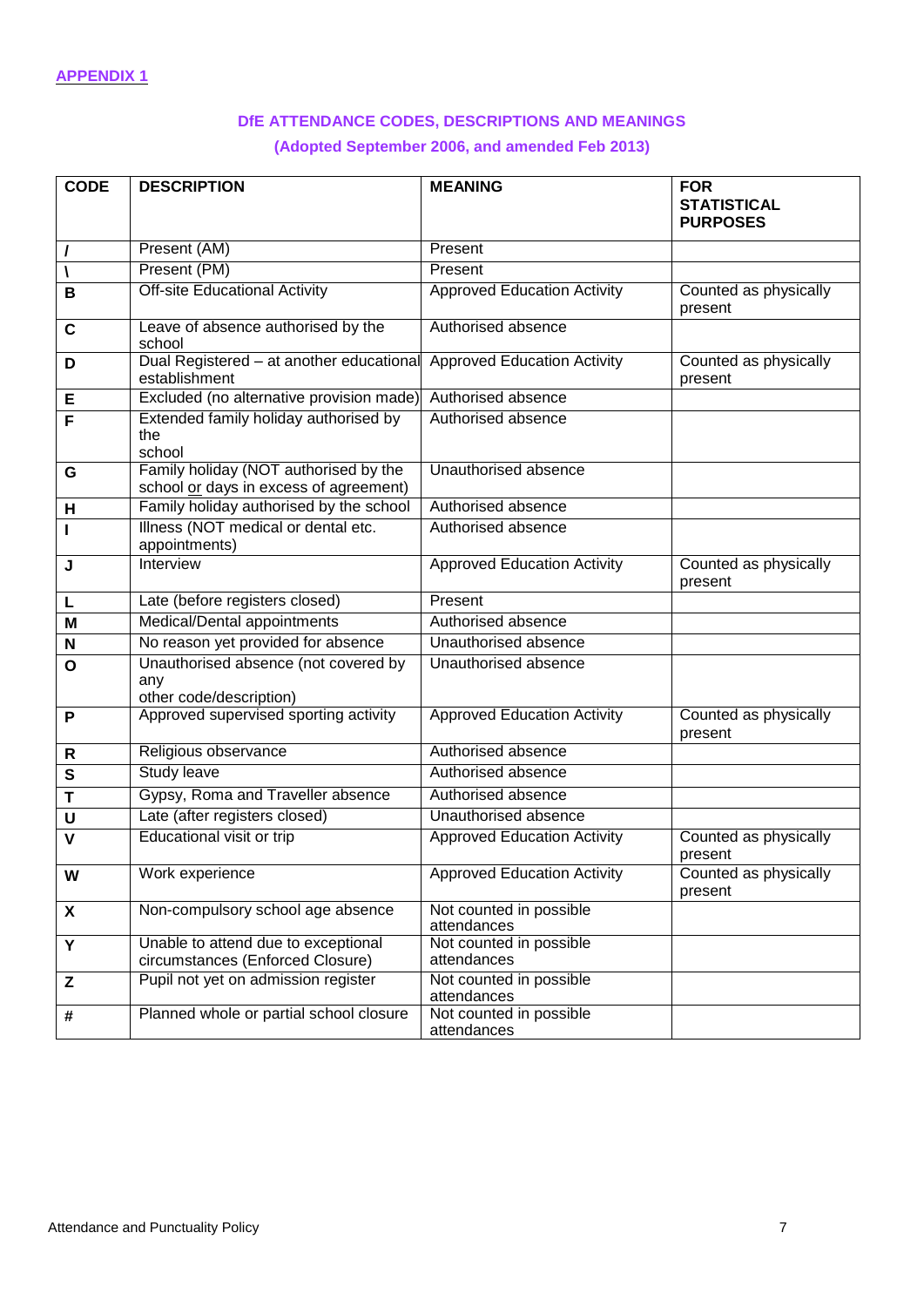**APPENDIX 1**

## DfE ATTENDANCE CODES, DESCRIPTIONS AND MEANINGS

## (Adopted September 2006, and amended Feb 2013)

| CODE | DESCRIPTION | MEANING | FOR STATISTICAL PURPOSES |
|---|---|---|---|
| **/** | Present (AM) | Present | |
| **\** | Present (PM) | Present | |
| **B** | Off-site Educational Activity | Approved Education Activity | Counted as physically present |
| **C** | Leave of absence authorised by the school | Authorised absence | |
| **D** | Dual Registered – at another educational establishment | Approved Education Activity | Counted as physically present |
| **E** | Excluded (no alternative provision made) | Authorised absence | |
| **F** | Extended family holiday authorised by the school | Authorised absence | |
| **G** | Family holiday (NOT authorised by the school or days in excess of agreement) | Unauthorised absence | |
| **H** | Family holiday authorised by the school | Authorised absence | |
| **I** | Illness (NOT medical or dental etc. appointments) | Authorised absence | |
| **J** | Interview | Approved Education Activity | Counted as physically present |
| **L** | Late (before registers closed) | Present | |
| **M** | Medical/Dental appointments | Authorised absence | |
| **N** | No reason yet provided for absence | Unauthorised absence | |
| **O** | Unauthorised absence (not covered by any other code/description) | Unauthorised absence | |
| **P** | Approved supervised sporting activity | Approved Education Activity | Counted as physically present |
| **R** | Religious observance | Authorised absence | |
| **S** | Study leave | Authorised absence | |
| **T** | Gypsy, Roma and Traveller absence | Authorised absence | |
| **U** | Late (after registers closed) | Unauthorised absence | |
| **V** | Educational visit or trip | Approved Education Activity | Counted as physically present |
| **W** | Work experience | Approved Education Activity | Counted as physically present |
| **X** | Non-compulsory school age absence | Not counted in possible attendances | |
| **Y** | Unable to attend due to exceptional circumstances (Enforced Closure) | Not counted in possible attendances | |
| **Z** | Pupil not yet on admission register | Not counted in possible attendances | |
| **#** | Planned whole or partial school closure | Not counted in possible attendances | |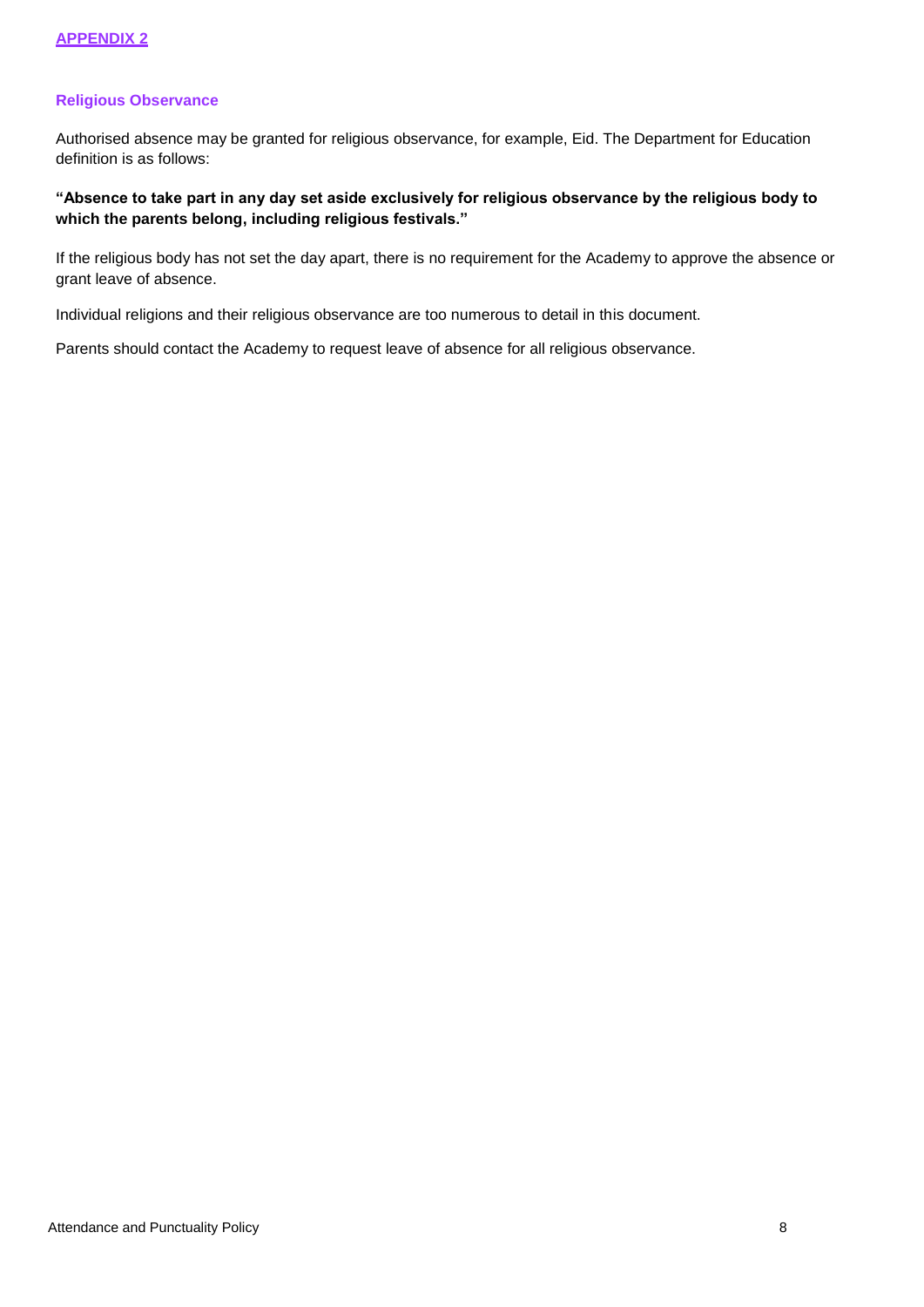## APPENDIX 2

### Religious Observance

Authorised absence may be granted for religious observance, for example, Eid. The Department for Education definition is as follows:

**"Absence to take part in any day set aside exclusively for religious observance by the religious body to which the parents belong, including religious festivals."**

If the religious body has not set the day apart, there is no requirement for the Academy to approve the absence or grant leave of absence.

Individual religions and their religious observance are too numerous to detail in this document.

Parents should contact the Academy to request leave of absence for all religious observance.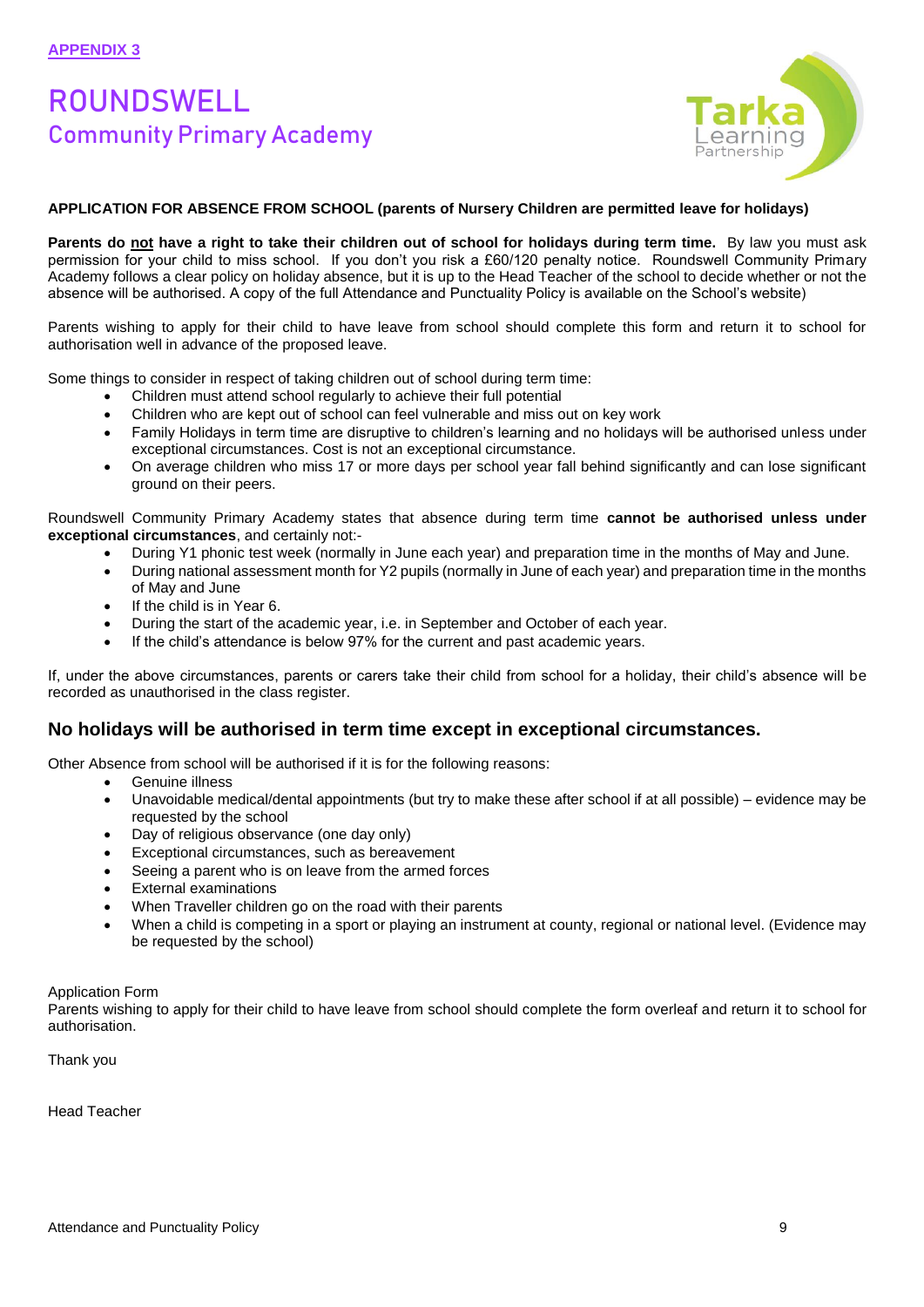**APPENDIX 3**

# ROUNDSWELL
## Community Primary Academy

Tarka Learning Partnership

**APPLICATION FOR ABSENCE FROM SCHOOL (parents of Nursery Children are permitted leave for holidays)**

**Parents do not have a right to take their children out of school for holidays during term time.** By law you must ask permission for your child to miss school. If you don't you risk a £60/120 penalty notice. Roundswell Community Primary Academy follows a clear policy on holiday absence, but it is up to the Head Teacher of the school to decide whether or not the absence will be authorised. A copy of the full Attendance and Punctuality Policy is available on the School's website)

Parents wishing to apply for their child to have leave from school should complete this form and return it to school for authorisation well in advance of the proposed leave.

Some things to consider in respect of taking children out of school during term time:

- Children must attend school regularly to achieve their full potential
- Children who are kept out of school can feel vulnerable and miss out on key work
- Family Holidays in term time are disruptive to children's learning and no holidays will be authorised unless under exceptional circumstances. Cost is not an exceptional circumstance.
- On average children who miss 17 or more days per school year fall behind significantly and can lose significant ground on their peers.

Roundswell Community Primary Academy states that absence during term time **cannot be authorised unless under exceptional circumstances**, and certainly not:-

- During Y1 phonic test week (normally in June each year) and preparation time in the months of May and June.
- During national assessment month for Y2 pupils (normally in June of each year) and preparation time in the months of May and June
- If the child is in Year 6.
- During the start of the academic year, i.e. in September and October of each year.
- If the child's attendance is below 97% for the current and past academic years.

If, under the above circumstances, parents or carers take their child from school for a holiday, their child's absence will be recorded as unauthorised in the class register.

### No holidays will be authorised in term time except in exceptional circumstances.

Other Absence from school will be authorised if it is for the following reasons:

- Genuine illness
- Unavoidable medical/dental appointments (but try to make these after school if at all possible) – evidence may be requested by the school
- Day of religious observance (one day only)
- Exceptional circumstances, such as bereavement
- Seeing a parent who is on leave from the armed forces
- External examinations
- When Traveller children go on the road with their parents
- When a child is competing in a sport or playing an instrument at county, regional or national level. (Evidence may be requested by the school)

Application Form
Parents wishing to apply for their child to have leave from school should complete the form overleaf and return it to school for authorisation.

Thank you

Head Teacher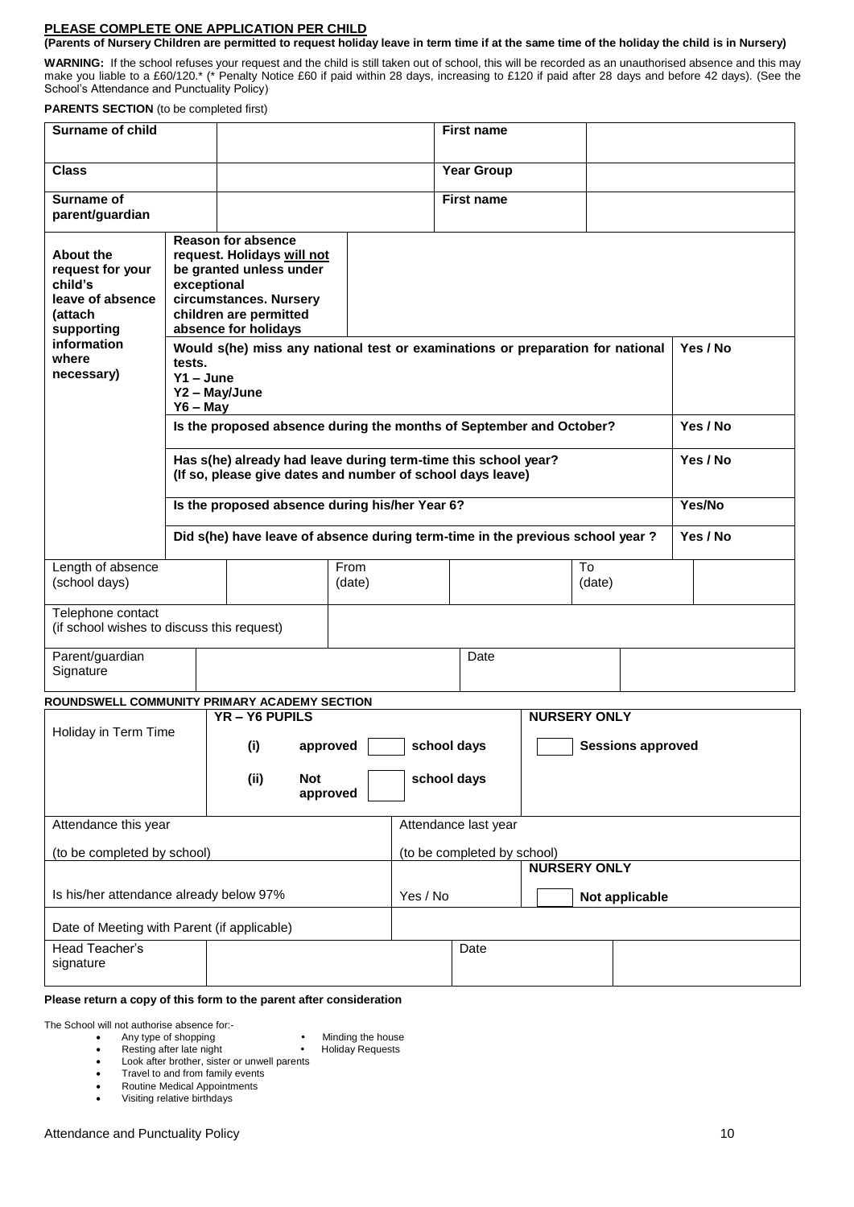**PLEASE COMPLETE ONE APPLICATION PER CHILD**

**(Parents of Nursery Children are permitted to request holiday leave in term time if at the same time of the holiday the child is in Nursery)**

**WARNING:** If the school refuses your request and the child is still taken out of school, this will be recorded as an unauthorised absence and this may make you liable to a £60/120.* (* Penalty Notice £60 if paid within 28 days, increasing to £120 if paid after 28 days and before 42 days). (See the School's Attendance and Punctuality Policy)

**PARENTS SECTION** (to be completed first)

| **Surname of child** | | **First name** | |
|---|---|---|---|
| **Class** | | **Year Group** | |
| **Surname of parent/guardian** | | **First name** | |

| **About the request for your child's leave of absence (attach supporting information where necessary)** | **Reason for absence request. Holidays will not be granted unless under exceptional circumstances. Nursery children are permitted absence for holidays** | |
|---|---|---|
| | **Would s(he) miss any national test or examinations or preparation for national tests.** **Y1 – June** **Y2 – May/June** **Y6 – May** | **Yes / No** |
| | **Is the proposed absence during the months of September and October?** | **Yes / No** |
| | **Has s(he) already had leave during term-time this school year?** **(If so, please give dates and number of school days leave)** | **Yes / No** |
| | **Is the proposed absence during his/her Year 6?** | **Yes/No** |
| | **Did s(he) have leave of absence during term-time in the previous school year ?** | **Yes / No** |

| Length of absence (school days) | | From (date) | | To (date) | |
|---|---|---|---|---|---|
| Telephone contact (if school wishes to discuss this request) | | | | | |
| Parent/guardian Signature | | Date | | | |

**ROUNDSWELL COMMUNITY PRIMARY ACADEMY SECTION**

| Holiday in Term Time | **YR – Y6 PUPILS** | | **NURSERY ONLY** |
|---|---|---|---|
| | **(i) approved** | **school days** | **Sessions approved** |
| | **(ii) Not approved** | **school days** | |

| Attendance this year (to be completed by school) | Attendance last year (to be completed by school) | |
|---|---|---|
| | | **NURSERY ONLY** |
| Is his/her attendance already below 97% | Yes / No | **Not applicable** |
| Date of Meeting with Parent (if applicable) | | |
| Head Teacher's signature | Date | |

**Please return a copy of this form to the parent after consideration**

The School will not authorise absence for:-

- Any type of shopping
- Minding the house
- Resting after late night
- Holiday Requests
- Look after brother, sister or unwell parents
- Travel to and from family events
- Routine Medical Appointments
- Visiting relative birthdays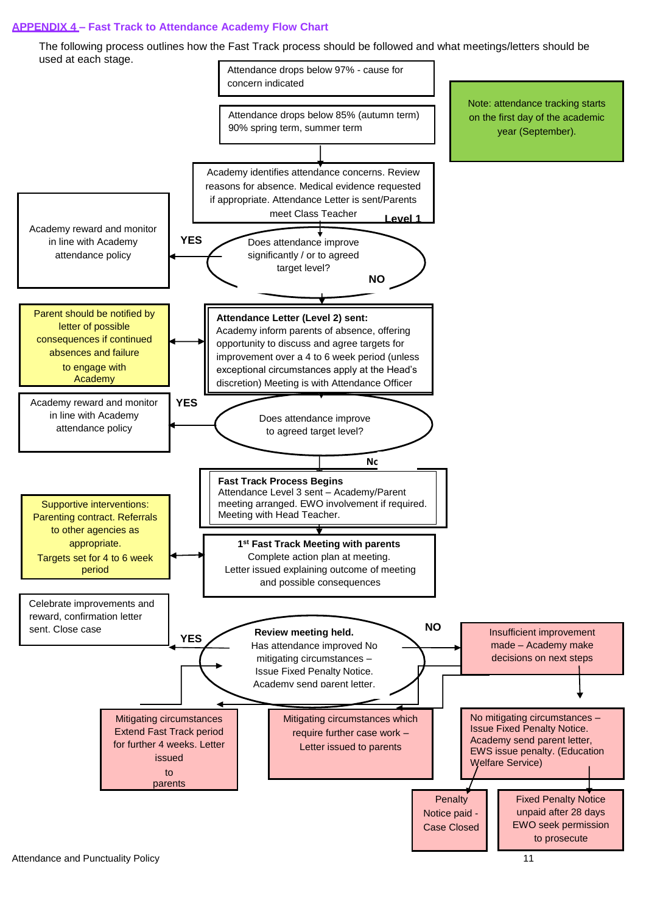## APPENDIX 4 – Fast Track to Attendance Academy Flow Chart

The following process outlines how the Fast Track process should be followed and what meetings/letters should be used at each stage.

Attendance drops below 97% - cause for concern indicated

Attendance drops below 85% (autumn term) 90% spring term, summer term

Note: attendance tracking starts on the first day of the academic year (September).

Academy identifies attendance concerns. Review reasons for absence. Medical evidence requested if appropriate. Attendance Letter is sent/Parents meet Class Teacher

Level 1

Does attendance improve significantly / or to agreed target level?

YES

Academy reward and monitor in line with Academy attendance policy

NO

**Attendance Letter (Level 2) sent:** Academy inform parents of absence, offering opportunity to discuss and agree targets for improvement over a 4 to 6 week period (unless exceptional circumstances apply at the Head's discretion) Meeting is with Attendance Officer

Parent should be notified by letter of possible consequences if continued absences and failure to engage with Academy

Does attendance improve to agreed target level?

YES

Academy reward and monitor in line with Academy attendance policy

No

**Fast Track Process Begins**
Attendance Level 3 sent – Academy/Parent meeting arranged. EWO involvement if required. Meeting with Head Teacher.

**1st Fast Track Meeting with parents**
Complete action plan at meeting.
Letter issued explaining outcome of meeting and possible consequences

Supportive interventions: Parenting contract. Referrals to other agencies as appropriate.
Targets set for 4 to 6 week period

**Review meeting held.**
Has attendance improved No mitigating circumstances – Issue Fixed Penalty Notice. Academy send parent letter.

YES

Celebrate improvements and reward, confirmation letter sent. Close case

NO

Insufficient improvement made – Academy make decisions on next steps

Mitigating circumstances Extend Fast Track period for further 4 weeks. Letter issued to parents

Mitigating circumstances which require further case work – Letter issued to parents

No mitigating circumstances – Issue Fixed Penalty Notice. Academy send parent letter, EWS issue penalty. (Education Welfare Service)

Penalty Notice paid - Case Closed

Fixed Penalty Notice unpaid after 28 days EWO seek permission to prosecute

Attendance and Punctuality Policy